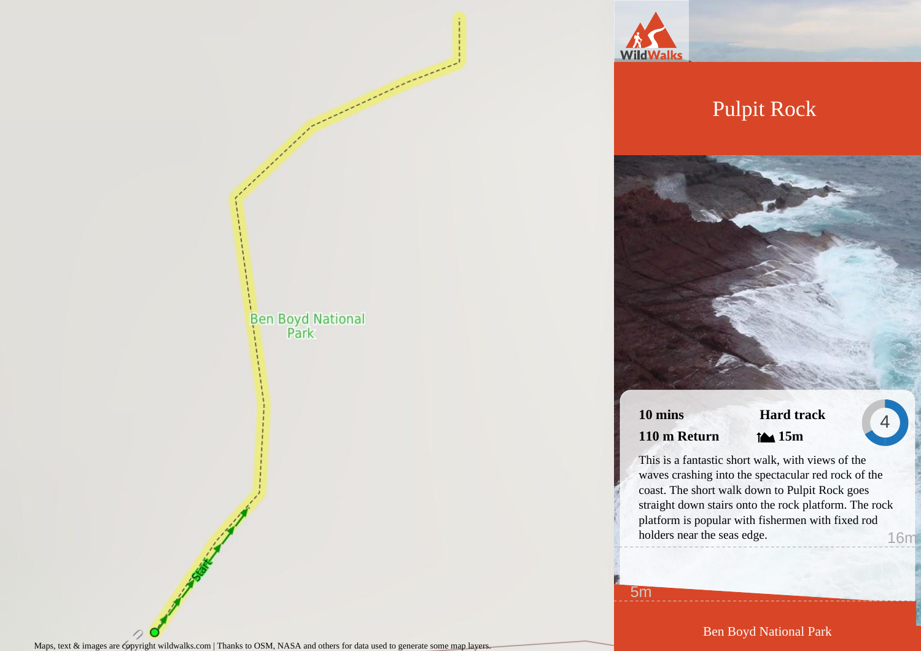# Pulpit Rock

**10 mins** | **Hard track**

**110 m Return** | **15m**

4

This is a fantastic short walk, with views of the waves crashing into the spectacular red rock of the coast. The short walk down to Pulpit Rock goes straight down stairs onto the rock platform. The rock platform is popular with fishermen with fixed rod holders near the seas edge.

16m

5m

Ben Boyd National Park

Ben Boyd National Park

Start

Maps, text & images are copyright wildwalks.com | Thanks to OSM, NASA and others for data used to generate some map layers.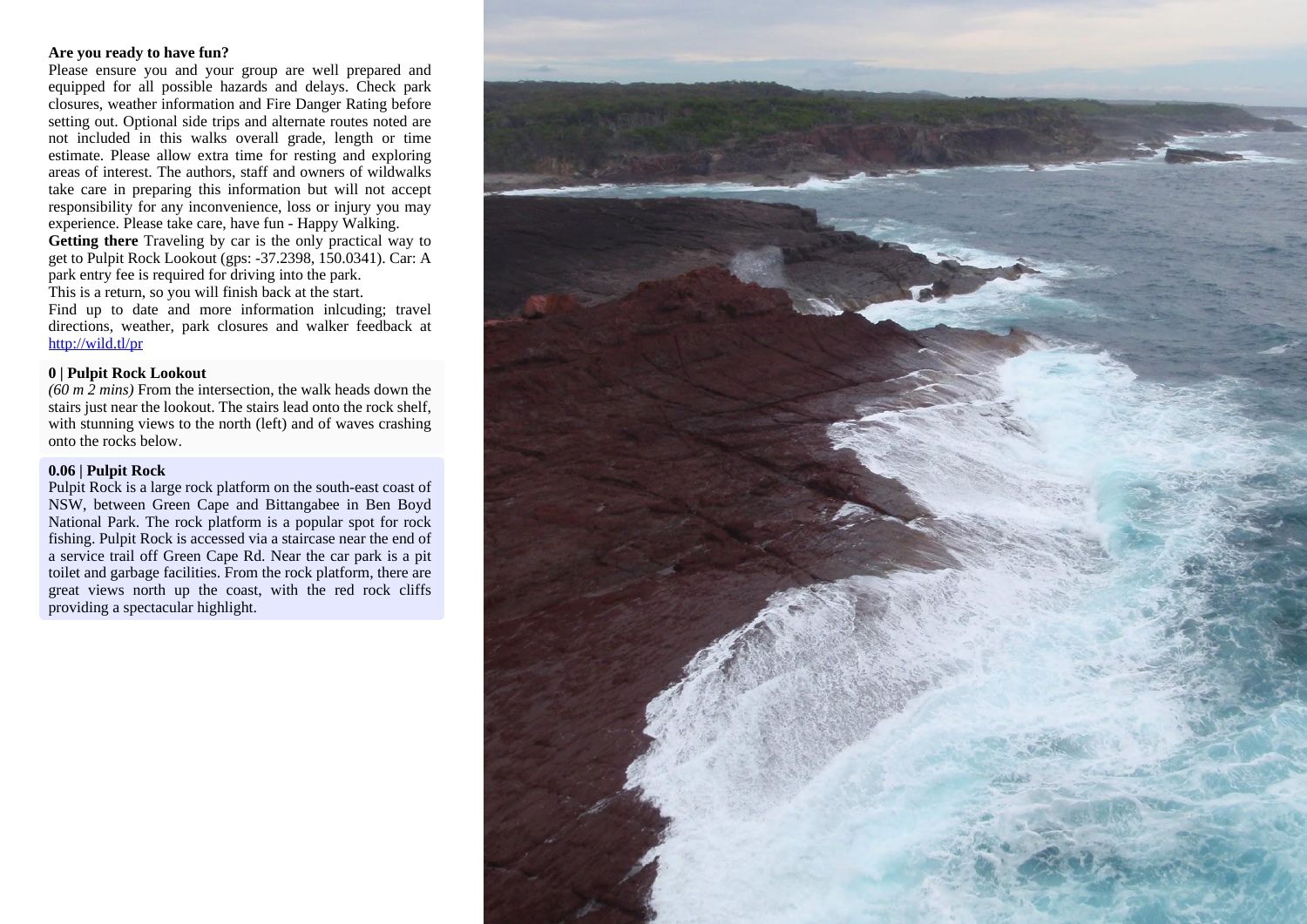**Are you ready to have fun?**
Please ensure you and your group are well prepared and equipped for all possible hazards and delays. Check park closures, weather information and Fire Danger Rating before setting out. Optional side trips and alternate routes noted are not included in this walks overall grade, length or time estimate. Please allow extra time for resting and exploring areas of interest. The authors, staff and owners of wildwalks take care in preparing this information but will not accept responsibility for any inconvenience, loss or injury you may experience. Please take care, have fun - Happy Walking.

**Getting there** Traveling by car is the only practical way to get to Pulpit Rock Lookout (gps: -37.2398, 150.0341). Car: A park entry fee is required for driving into the park.

This is a return, so you will finish back at the start.

Find up to date and more information inlcuding; travel directions, weather, park closures and walker feedback at [http://wild.tl/pr](http://wild.tl/pr)

**0 | Pulpit Rock Lookout**

*(60 m 2 mins)* From the intersection, the walk heads down the stairs just near the lookout. The stairs lead onto the rock shelf, with stunning views to the north (left) and of waves crashing onto the rocks below.

**0.06 | Pulpit Rock**

Pulpit Rock is a large rock platform on the south-east coast of NSW, between Green Cape and Bittangabee in Ben Boyd National Park. The rock platform is a popular spot for rock fishing. Pulpit Rock is accessed via a staircase near the end of a service trail off Green Cape Rd. Near the car park is a pit toilet and garbage facilities. From the rock platform, there are great views north up the coast, with the red rock cliffs providing a spectacular highlight.